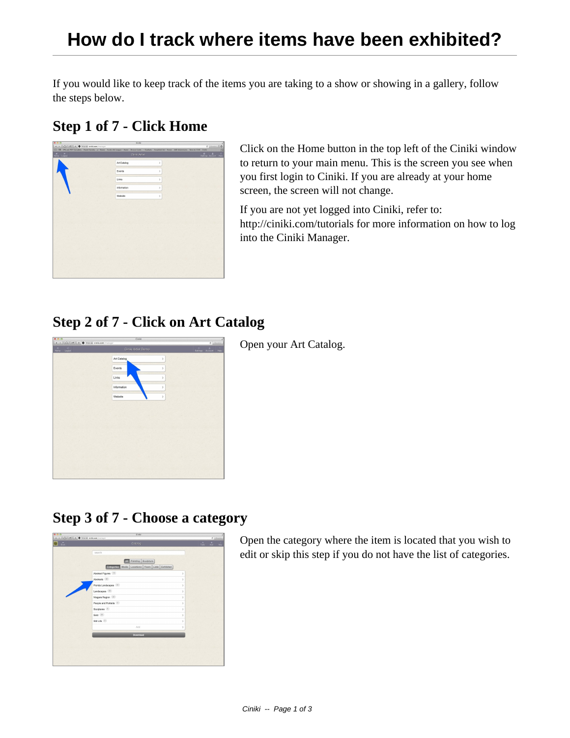# How do I track where items have been exhibited?

If you would like to keep track of the items you are taking to a show or showing in a gallery, follow the steps below.

## Step 1 of 7 - Click Home

Click on the Home button in the top left of the Ciniki window to return to your main menu. This is the screen you see when you first login to Ciniki. If you are already at your home screen, the screen will not change.

If you are not yet logged into Ciniki, refer to: http://ciniki.com/tutorials for more information on how to log into the Ciniki Manager.

## Step 2 of 7 - Click on Art Catalog

Open your Art Catalog.

## Step 3 of 7 - Choose a category

Open the category where the item is located that you wish to edit or skip this step if you do not have the list of categories.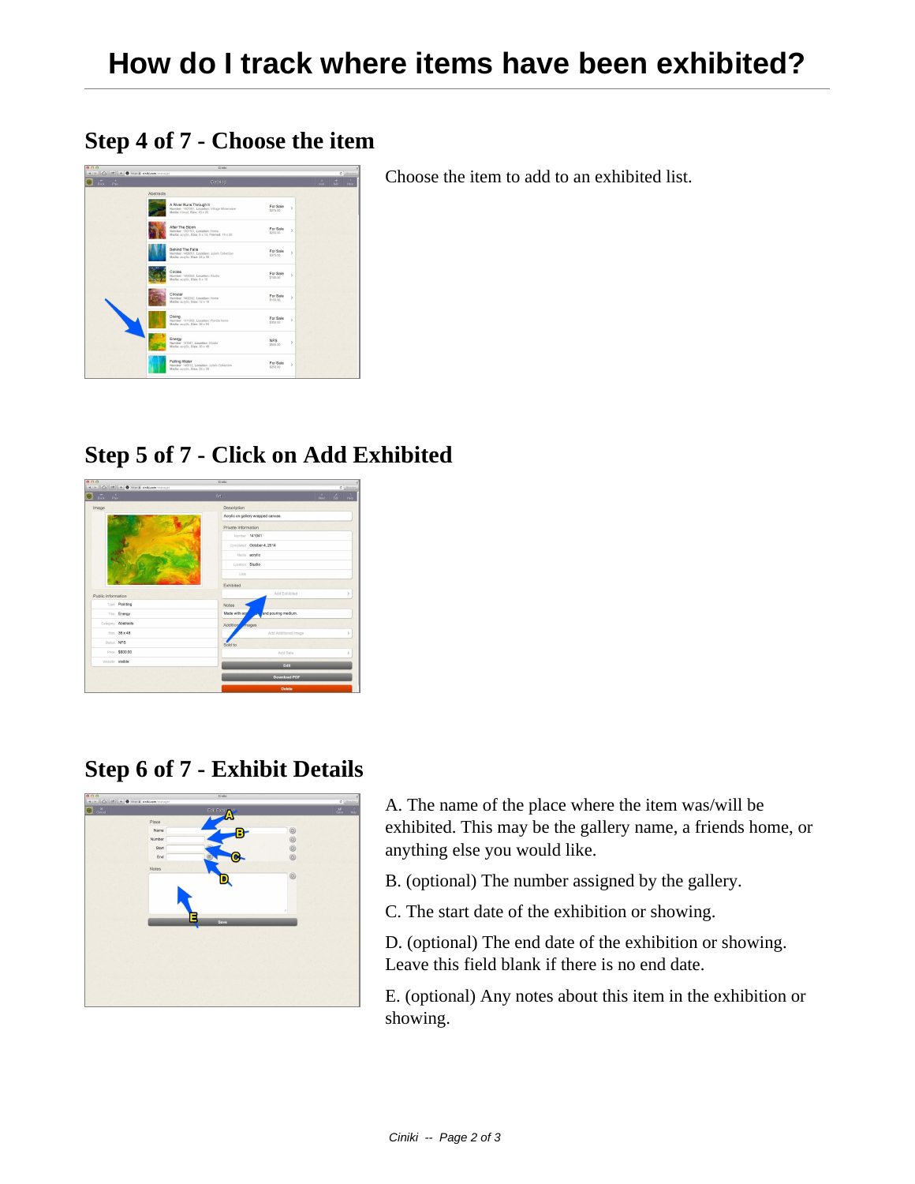# How do I track where items have been exhibited?

## Step 4 of 7 - Choose the item

Choose the item to add to an exhibited list.

## Step 5 of 7 - Click on Add Exhibited

## Step 6 of 7 - Exhibit Details

A. The name of the place where the item was/will be exhibited. This may be the gallery name, a friends home, or anything else you would like.

B. (optional) The number assigned by the gallery.

C. The start date of the exhibition or showing.

D. (optional) The end date of the exhibition or showing. Leave this field blank if there is no end date.

E. (optional) Any notes about this item in the exhibition or showing.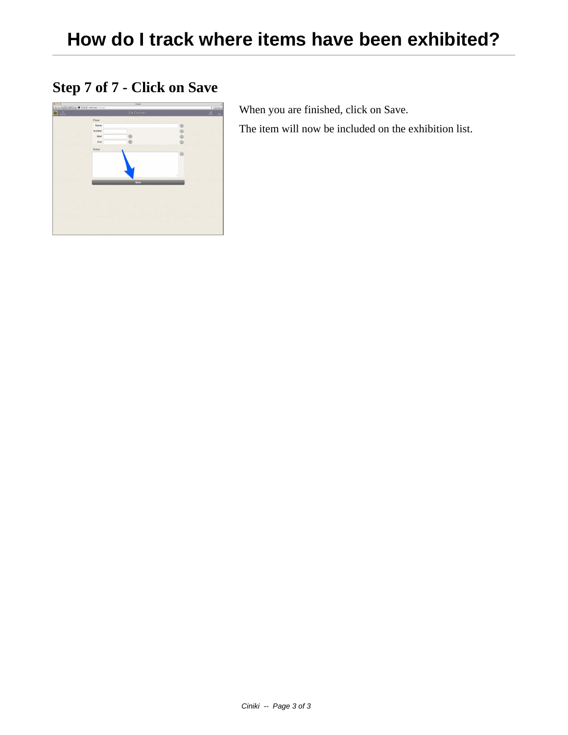# How do I track where items have been exhibited?

## Step 7 of 7 - Click on Save

When you are finished, click on Save.

The item will now be included on the exhibition list.